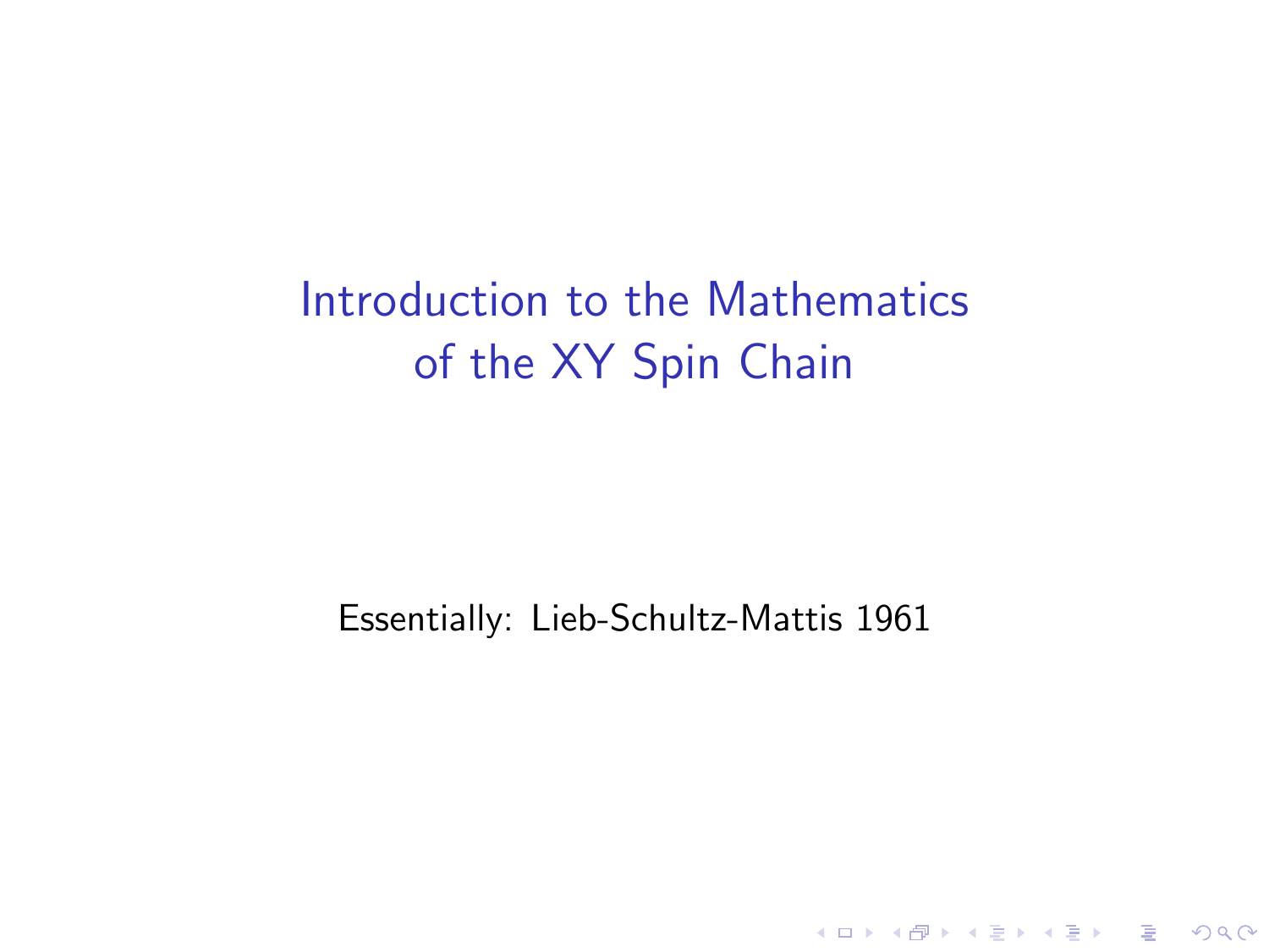# Introduction to the Mathematics of the XY Spin Chain

Essentially: Lieb-Schultz-Mattis 1961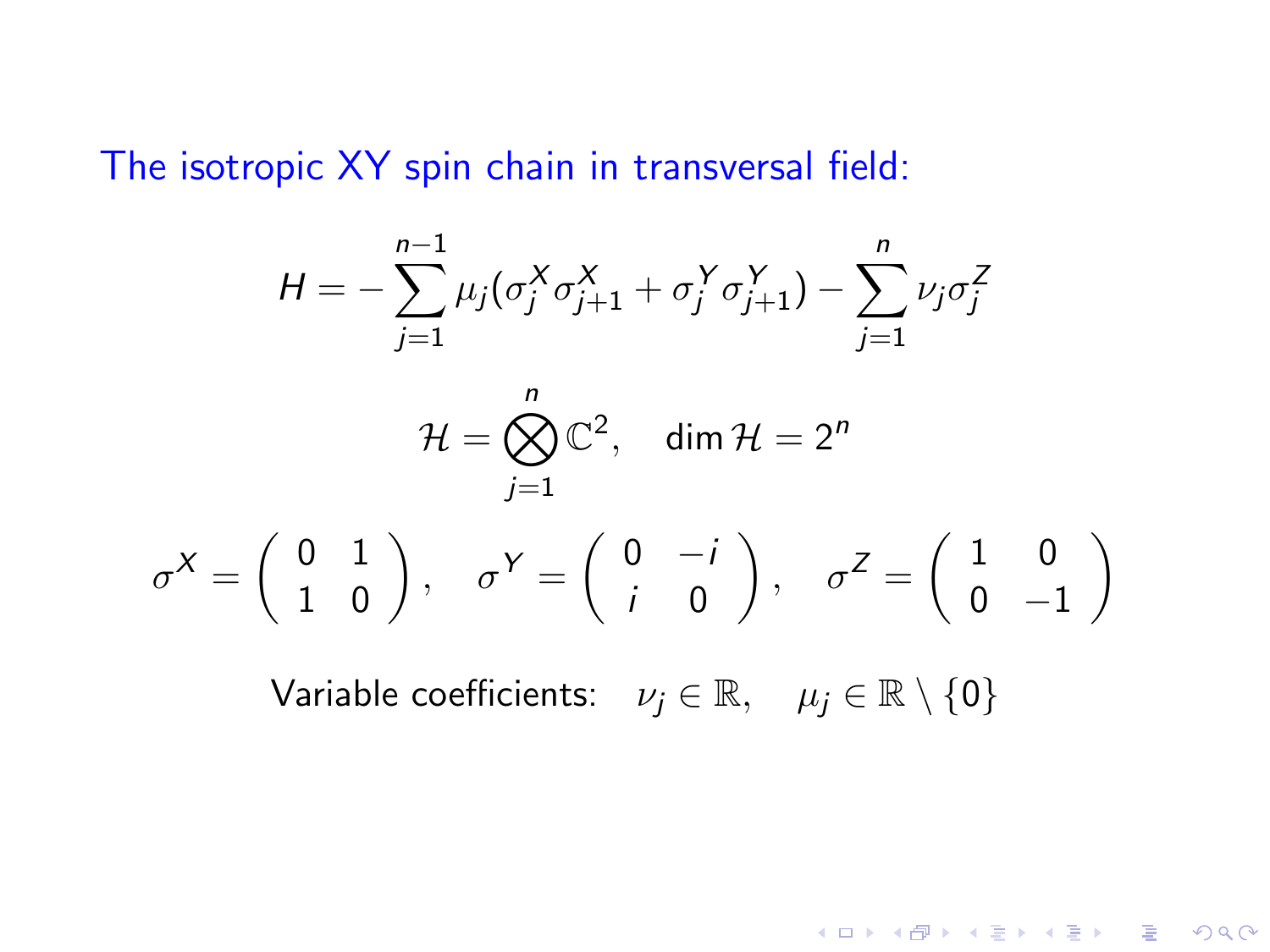## The isotropic XY spin chain in transversal field:

$$H = -\sum_{j=1}^{n-1} \mu_j (\sigma_j^X \sigma_{j+1}^X + \sigma_j^Y \sigma_{j+1}^Y) - \sum_{j=1}^{n} \nu_j \sigma_j^Z$$

$$\mathcal{H} = \bigotimes_{j=1}^{n} \mathbb{C}^2, \quad \dim \mathcal{H} = 2^n$$

$$\sigma^X = \begin{pmatrix} 0 & 1 \\ 1 & 0 \end{pmatrix}, \quad \sigma^Y = \begin{pmatrix} 0 & -i \\ i & 0 \end{pmatrix}, \quad \sigma^Z = \begin{pmatrix} 1 & 0 \\ 0 & -1 \end{pmatrix}$$

Variable coefficients: $\nu_j \in \mathbb{R}, \quad \mu_j \in \mathbb{R} \setminus \{0\}$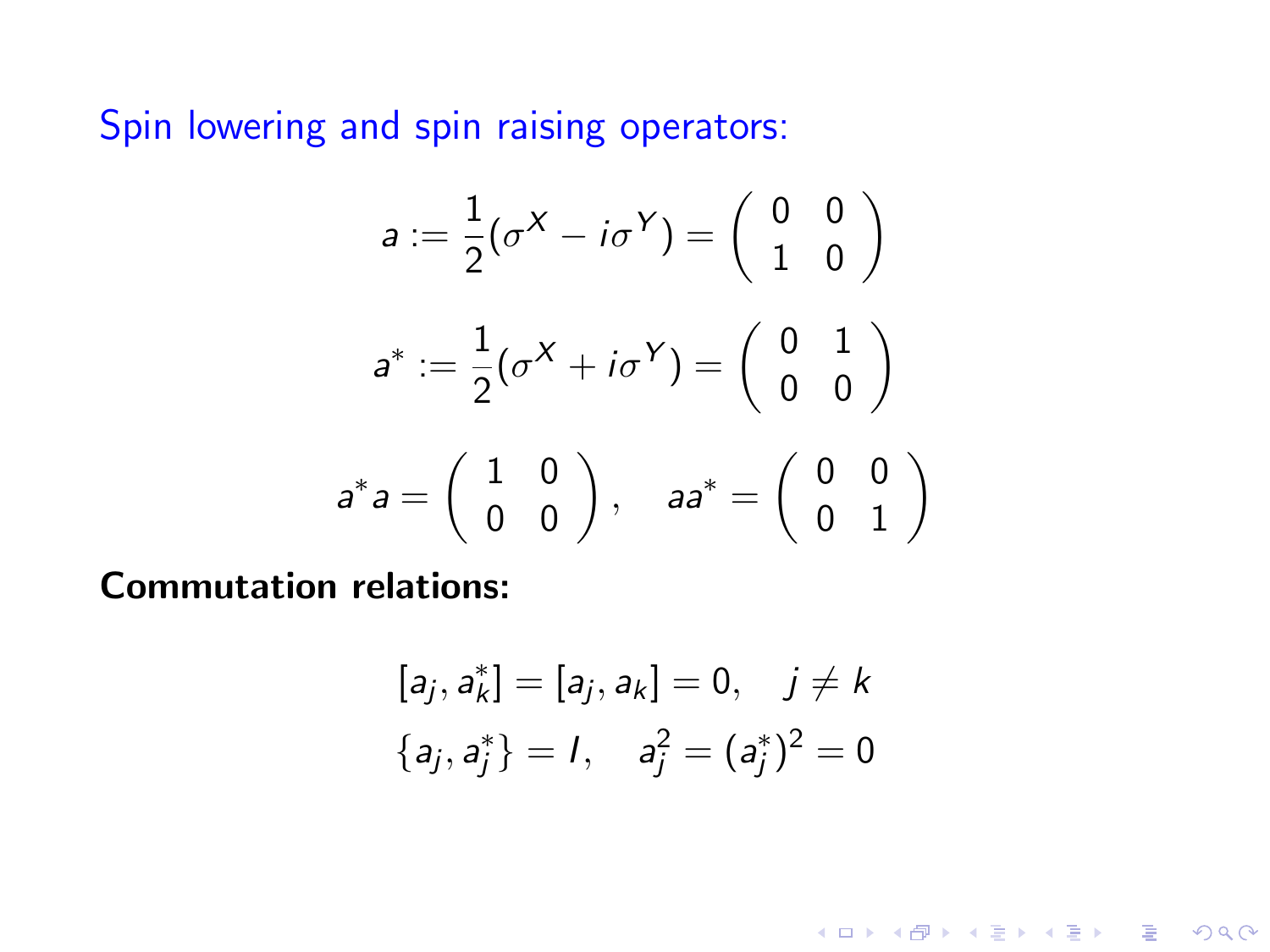Spin lowering and spin raising operators:

$$a := \frac{1}{2}(\sigma^X - i\sigma^Y) = \begin{pmatrix} 0 & 0 \\ 1 & 0 \end{pmatrix}$$

$$a^* := \frac{1}{2}(\sigma^X + i\sigma^Y) = \begin{pmatrix} 0 & 1 \\ 0 & 0 \end{pmatrix}$$

$$a^* a = \begin{pmatrix} 1 & 0 \\ 0 & 0 \end{pmatrix}, \quad aa^* = \begin{pmatrix} 0 & 0 \\ 0 & 1 \end{pmatrix}$$

**Commutation relations:**

$$[a_j, a_k^*] = [a_j, a_k] = 0, \quad j \neq k$$

$$\{a_j, a_j^*\} = I, \quad a_j^2 = (a_j^*)^2 = 0$$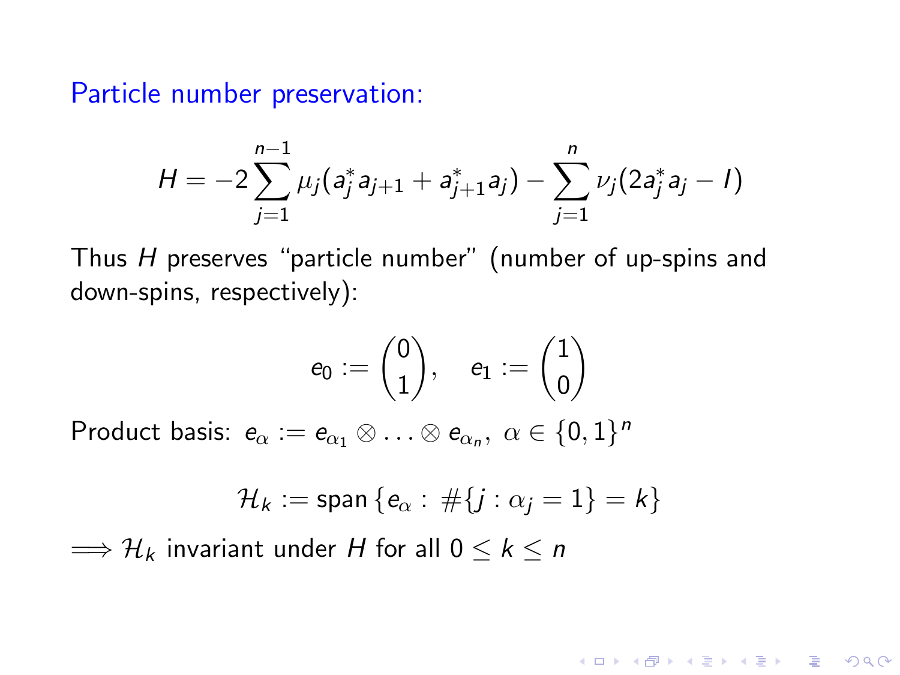## Particle number preservation:

$$H = -2 \sum_{j=1}^{n-1} \mu_j (a_j^* a_{j+1} + a_{j+1}^* a_j) - \sum_{j=1}^{n} \nu_j (2 a_j^* a_j - I)$$

Thus $H$ preserves "particle number" (number of up-spins and down-spins, respectively):

$$e_0 := \begin{pmatrix} 0 \\ 1 \end{pmatrix}, \quad e_1 := \begin{pmatrix} 1 \\ 0 \end{pmatrix}$$

Product basis: $e_\alpha := e_{\alpha_1} \otimes \ldots \otimes e_{\alpha_n},\ \alpha \in \{0,1\}^n$

$$\mathcal{H}_k := \operatorname{span}\{e_\alpha : \#\{j : \alpha_j = 1\} = k\}$$

$\Longrightarrow \mathcal{H}_k$ invariant under $H$ for all $0 \leq k \leq n$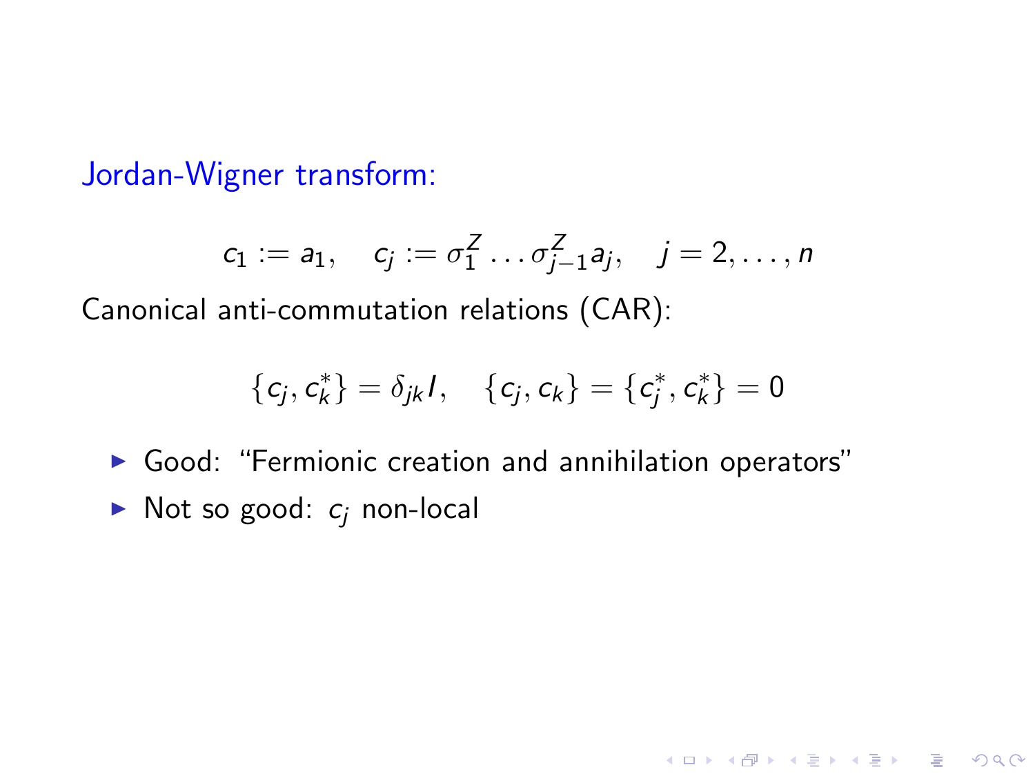## Jordan-Wigner transform:

$$c_1 := a_1, \quad c_j := \sigma_1^Z \ldots \sigma_{j-1}^Z a_j, \quad j = 2, \ldots, n$$

Canonical anti-commutation relations (CAR):

$$\{c_j, c_k^*\} = \delta_{jk} I, \quad \{c_j, c_k\} = \{c_j^*, c_k^*\} = 0$$

- Good: "Fermionic creation and annihilation operators"
- Not so good: $c_j$ non-local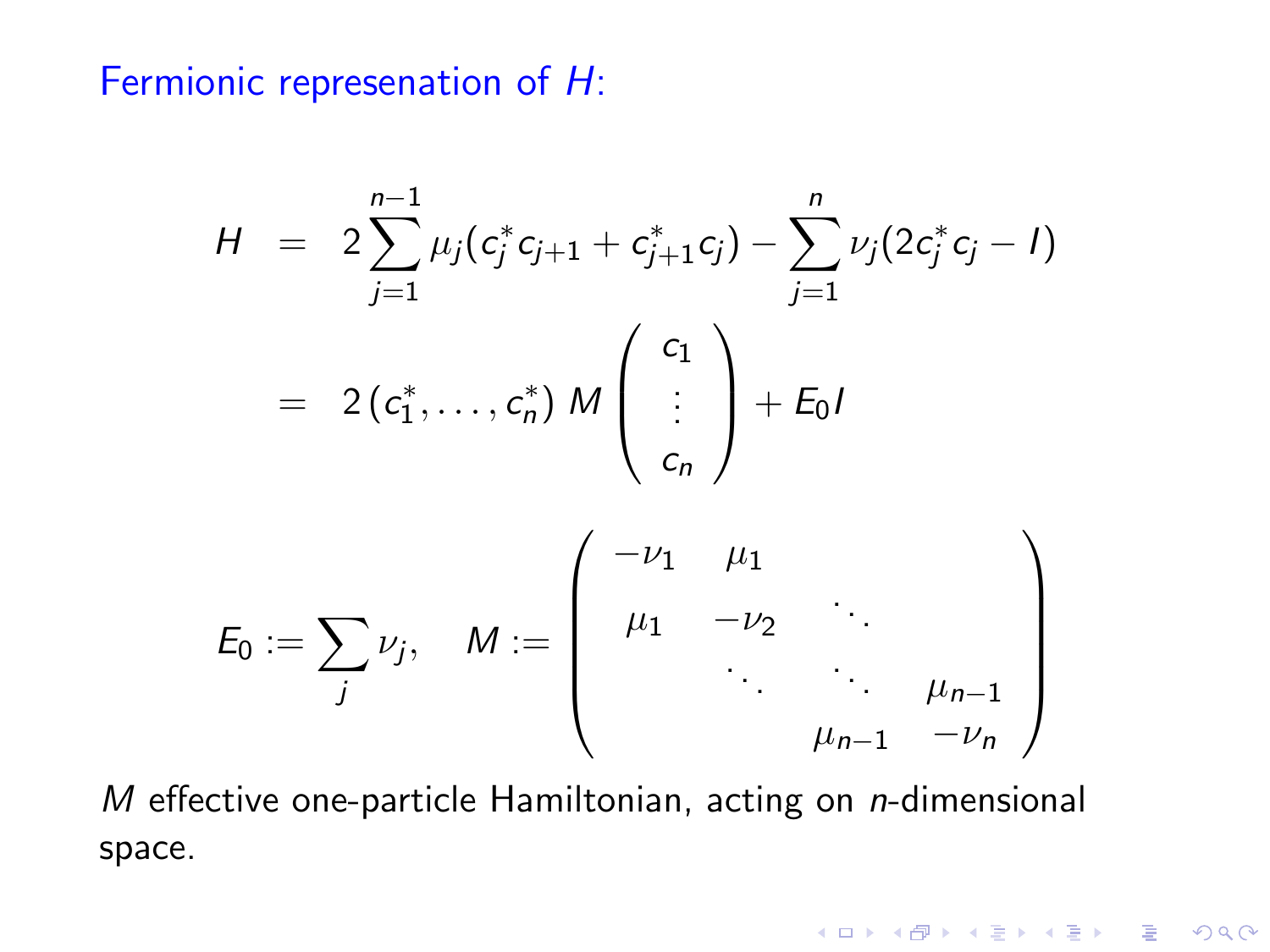## Fermionic represenation of $H$:

$$
\begin{aligned}
H &= 2\sum_{j=1}^{n-1} \mu_j (c_j^* c_{j+1} + c_{j+1}^* c_j) - \sum_{j=1}^{n} \nu_j (2c_j^* c_j - I) \\
&= 2\,(c_1^*, \ldots, c_n^*)\; M \begin{pmatrix} c_1 \\ \vdots \\ c_n \end{pmatrix} + E_0 I
\end{aligned}
$$

$$
E_0 := \sum_j \nu_j, \quad M := \begin{pmatrix} -\nu_1 & \mu_1 & & \\ \mu_1 & -\nu_2 & \ddots & \\ & \ddots & \ddots & \mu_{n-1} \\ & & \mu_{n-1} & -\nu_n \end{pmatrix}
$$

$M$ effective one-particle Hamiltonian, acting on $n$-dimensional space.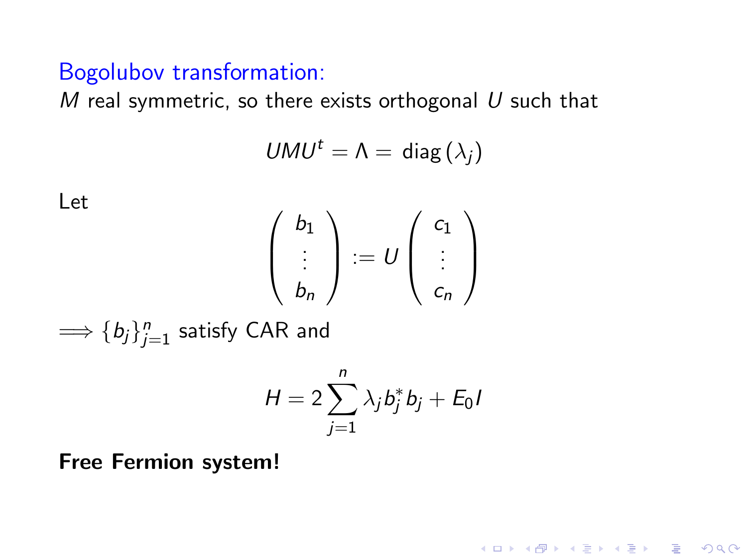## Bogolubov transformation:

$M$ real symmetric, so there exists orthogonal $U$ such that

$$UMU^t = \Lambda = \operatorname{diag}(\lambda_j)$$

Let

$$\begin{pmatrix} b_1 \\ \vdots \\ b_n \end{pmatrix} := U \begin{pmatrix} c_1 \\ \vdots \\ c_n \end{pmatrix}$$

$\implies \{b_j\}_{j=1}^n$ satisfy CAR and

$$H = 2\sum_{j=1}^{n} \lambda_j b_j^* b_j + E_0 I$$

**Free Fermion system!**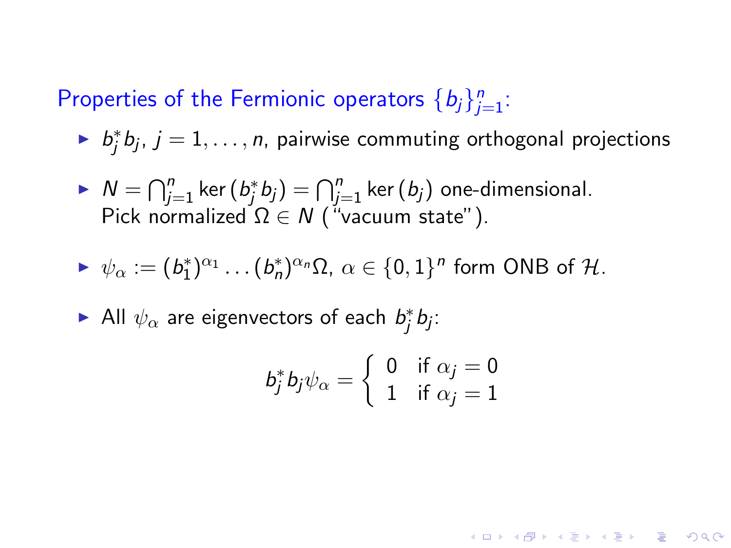## Properties of the Fermionic operators $\{b_j\}_{j=1}^n$:

- $b_j^* b_j$, $j = 1, \ldots, n$, pairwise commuting orthogonal projections

- $N = \bigcap_{j=1}^n \ker(b_j^* b_j) = \bigcap_{j=1}^n \ker(b_j)$ one-dimensional.
  Pick normalized $\Omega \in N$ ("vacuum state").

- $\psi_\alpha := (b_1^*)^{\alpha_1} \ldots (b_n^*)^{\alpha_n} \Omega$, $\alpha \in \{0,1\}^n$ form ONB of $\mathcal{H}$.

- All $\psi_\alpha$ are eigenvectors of each $b_j^* b_j$:

$$b_j^* b_j \psi_\alpha = \begin{cases} 0 & \text{if } \alpha_j = 0 \\ 1 & \text{if } \alpha_j = 1 \end{cases}$$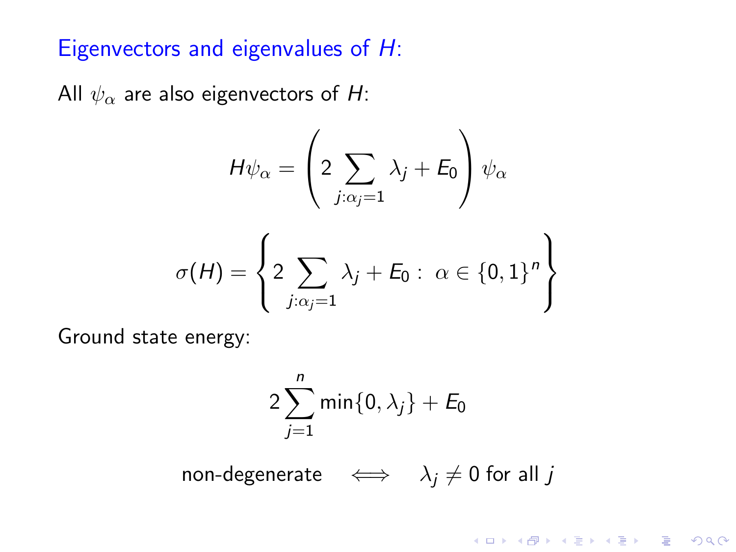## Eigenvectors and eigenvalues of $H$:

All $\psi_\alpha$ are also eigenvectors of $H$:

$$H\psi_\alpha = \left( 2 \sum_{j:\alpha_j = 1} \lambda_j + E_0 \right) \psi_\alpha$$

$$\sigma(H) = \left\{ 2 \sum_{j:\alpha_j = 1} \lambda_j + E_0 : \ \alpha \in \{0,1\}^n \right\}$$

Ground state energy:

$$2 \sum_{j=1}^{n} \min\{0, \lambda_j\} + E_0$$

$$\text{non-degenerate} \quad \iff \quad \lambda_j \neq 0 \text{ for all } j$$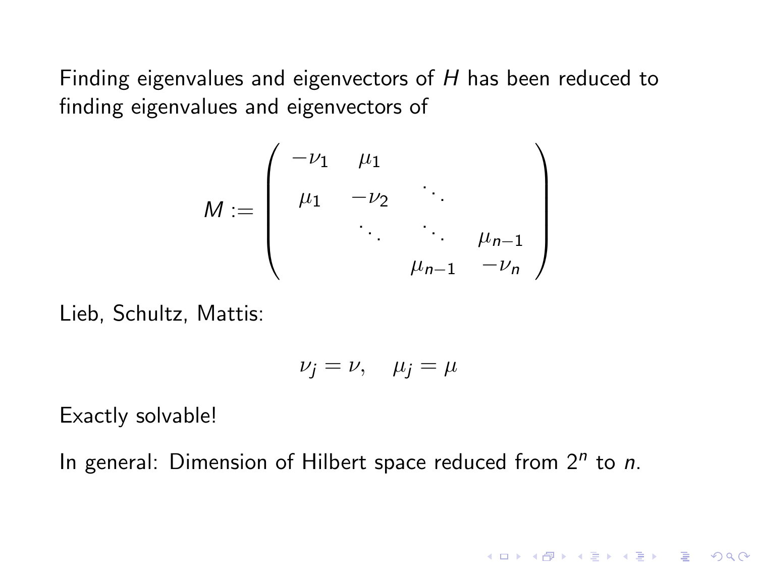Finding eigenvalues and eigenvectors of $H$ has been reduced to finding eigenvalues and eigenvectors of

$$M := \begin{pmatrix} -\nu_1 & \mu_1 & & \\ \mu_1 & -\nu_2 & \ddots & \\ & \ddots & \ddots & \mu_{n-1} \\ & & \mu_{n-1} & -\nu_n \end{pmatrix}$$

Lieb, Schultz, Mattis:

$$\nu_j = \nu, \quad \mu_j = \mu$$

Exactly solvable!

In general: Dimension of Hilbert space reduced from $2^n$ to $n$.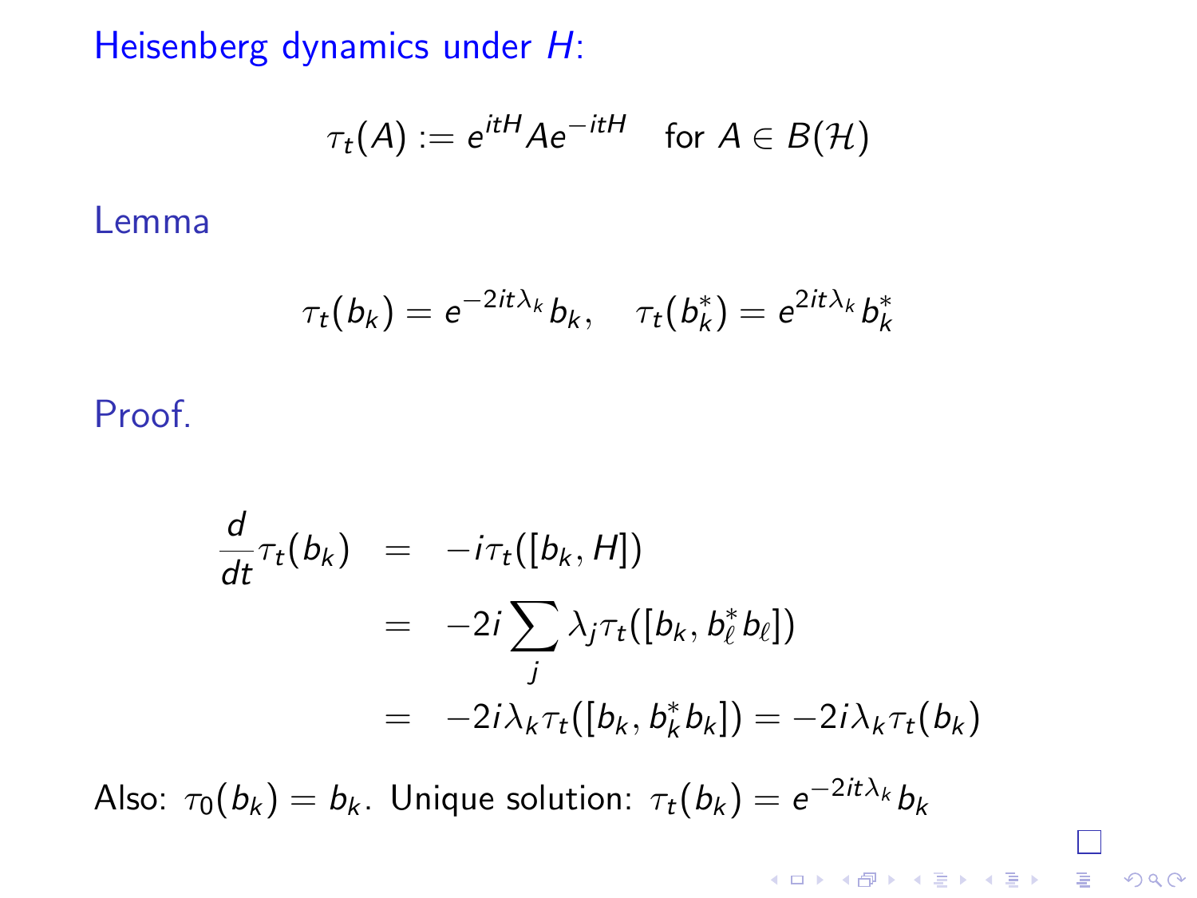Heisenberg dynamics under $H$:

$$\tau_t(A) := e^{itH} A e^{-itH} \quad \text{for } A \in B(\mathcal{H})$$

Lemma

$$\tau_t(b_k) = e^{-2it\lambda_k} b_k, \quad \tau_t(b_k^*) = e^{2it\lambda_k} b_k^*$$

Proof.

$$\begin{aligned}
\frac{d}{dt}\tau_t(b_k) &= -i\tau_t([b_k, H]) \\
&= -2i \sum_j \lambda_j \tau_t([b_k, b_\ell^* b_\ell]) \\
&= -2i\lambda_k \tau_t([b_k, b_k^* b_k]) = -2i\lambda_k \tau_t(b_k)
\end{aligned}$$

Also: $\tau_0(b_k) = b_k$. Unique solution: $\tau_t(b_k) = e^{-2it\lambda_k} b_k$

□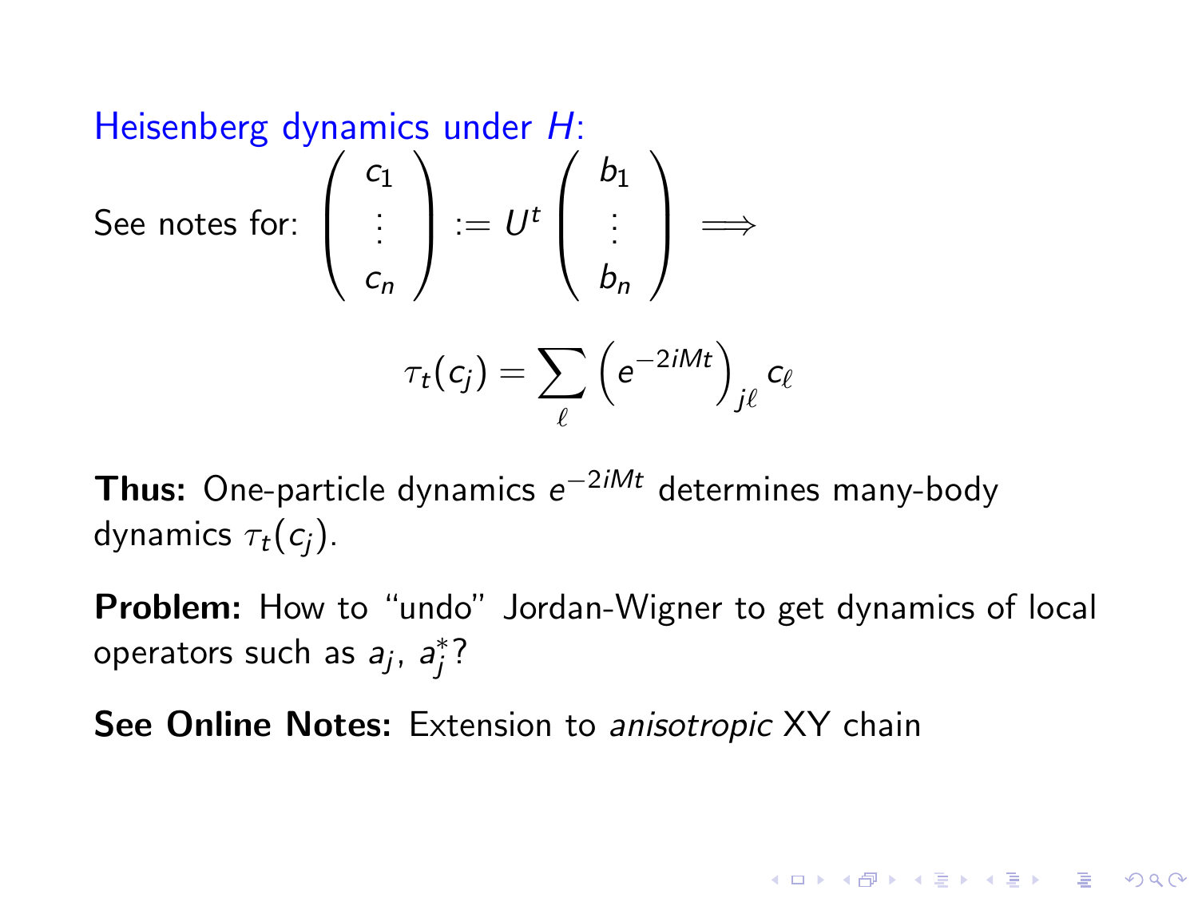Heisenberg dynamics under $H$:

See notes for: $\begin{pmatrix} c_1 \\ \vdots \\ c_n \end{pmatrix} := U^t \begin{pmatrix} b_1 \\ \vdots \\ b_n \end{pmatrix} \implies$

$$\tau_t(c_j) = \sum_{\ell} \left(e^{-2iMt}\right)_{j\ell} c_\ell$$

**Thus:** One-particle dynamics $e^{-2iMt}$ determines many-body dynamics $\tau_t(c_j)$.

**Problem:** How to "undo" Jordan-Wigner to get dynamics of local operators such as $a_j$, $a_j^*$?

**See Online Notes:** Extension to *anisotropic* XY chain